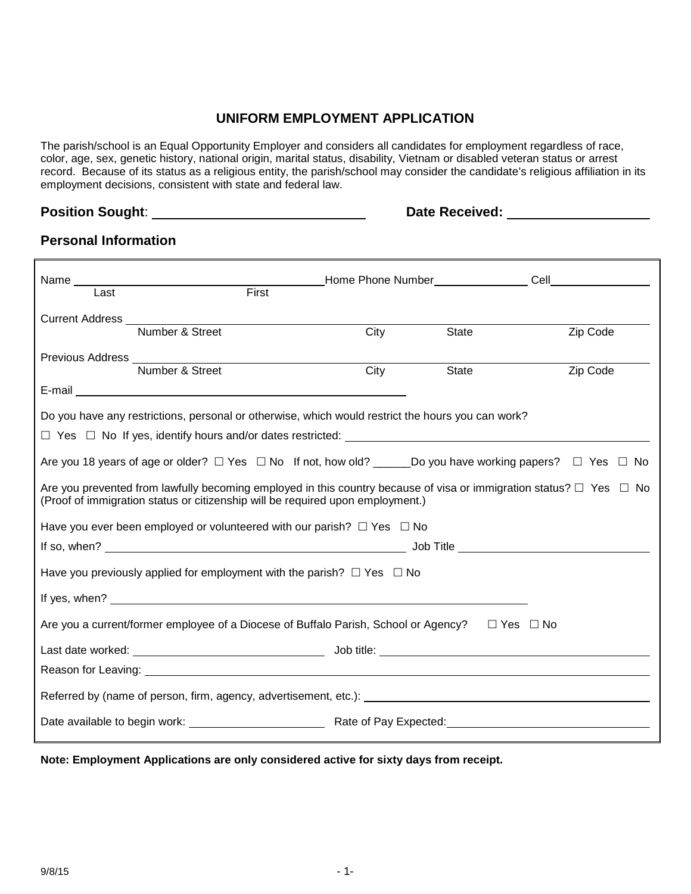# UNIFORM EMPLOYMENT APPLICATION

The parish/school is an Equal Opportunity Employer and considers all candidates for employment regardless of race, color, age, sex, genetic history, national origin, marital status, disability, Vietnam or disabled veteran status or arrest record. Because of its status as a religious entity, the parish/school may consider the candidate's religious affiliation in its employment decisions, consistent with state and federal law.

**Position Sought**: ______________________________ **Date Received:** ____________________

## Personal Information

Name ______________________________________ Home Phone Number _______________ Cell _______________
Last                                 First

Current Address ____________________________________________________________________________
Number & Street                                 City                 State                 Zip Code

Previous Address ___________________________________________________________________________
Number & Street                                 City                 State                 Zip Code

E-mail ______________________________________________

Do you have any restrictions, personal or otherwise, which would restrict the hours you can work?

☐ Yes ☐ No If yes, identify hours and/or dates restricted: ________________________________________

Are you 18 years of age or older? ☐ Yes ☐ No If not, how old? ______Do you have working papers? ☐ Yes ☐ No

Are you prevented from lawfully becoming employed in this country because of visa or immigration status? ☐ Yes ☐ No
(Proof of immigration status or citizenship will be required upon employment.)

Have you ever been employed or volunteered with our parish? ☐ Yes ☐ No

If so, when? ______________________________________________ Job Title ______________________________

Have you previously applied for employment with the parish? ☐ Yes ☐ No

If yes, when? ______________________________________________________________________

Are you a current/former employee of a Diocese of Buffalo Parish, School or Agency? ☐ Yes ☐ No

Last date worked: ______________________________ Job title: ______________________________________

Reason for Leaving: ____________________________________________________________________________

Referred by (name of person, firm, agency, advertisement, etc.): _______________________________________

Date available to begin work: ______________________ Rate of Pay Expected: ____________________________

**Note: Employment Applications are only considered active for sixty days from receipt.**

9/8/15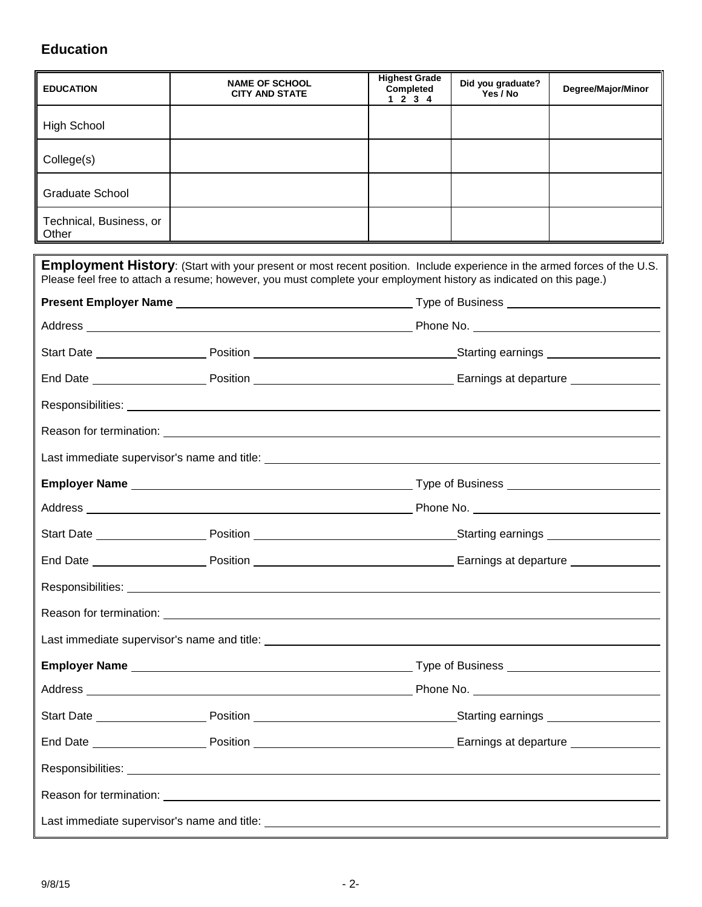## Education

| EDUCATION | NAME OF SCHOOL CITY AND STATE | Highest Grade Completed 1 2 3 4 | Did you graduate? Yes / No | Degree/Major/Minor |
|---|---|---|---|---|
| High School | | | | |
| College(s) | | | | |
| Graduate School | | | | |
| Technical, Business, or Other | | | | |

**Employment History**: (Start with your present or most recent position. Include experience in the armed forces of the U.S. Please feel free to attach a resume; however, you must complete your employment history as indicated on this page.)

**Present Employer Name** ______________________ Type of Business ______________________

Address ______________________ Phone No. ______________________

Start Date ____________ Position ______________________ Starting earnings ____________

End Date ____________ Position ______________________ Earnings at departure ____________

Responsibilities: ______________________

Reason for termination: ______________________

Last immediate supervisor's name and title: ______________________

**Employer Name** ______________________ Type of Business ______________________

Address ______________________ Phone No. ______________________

Start Date ____________ Position ______________________ Starting earnings ____________

End Date ____________ Position ______________________ Earnings at departure ____________

Responsibilities: ______________________

Reason for termination: ______________________

Last immediate supervisor's name and title: ______________________

**Employer Name** ______________________ Type of Business ______________________

Address ______________________ Phone No. ______________________

Start Date ____________ Position ______________________ Starting earnings ____________

End Date ____________ Position ______________________ Earnings at departure ____________

Responsibilities: ______________________

Reason for termination: ______________________

Last immediate supervisor's name and title: ______________________

9/8/15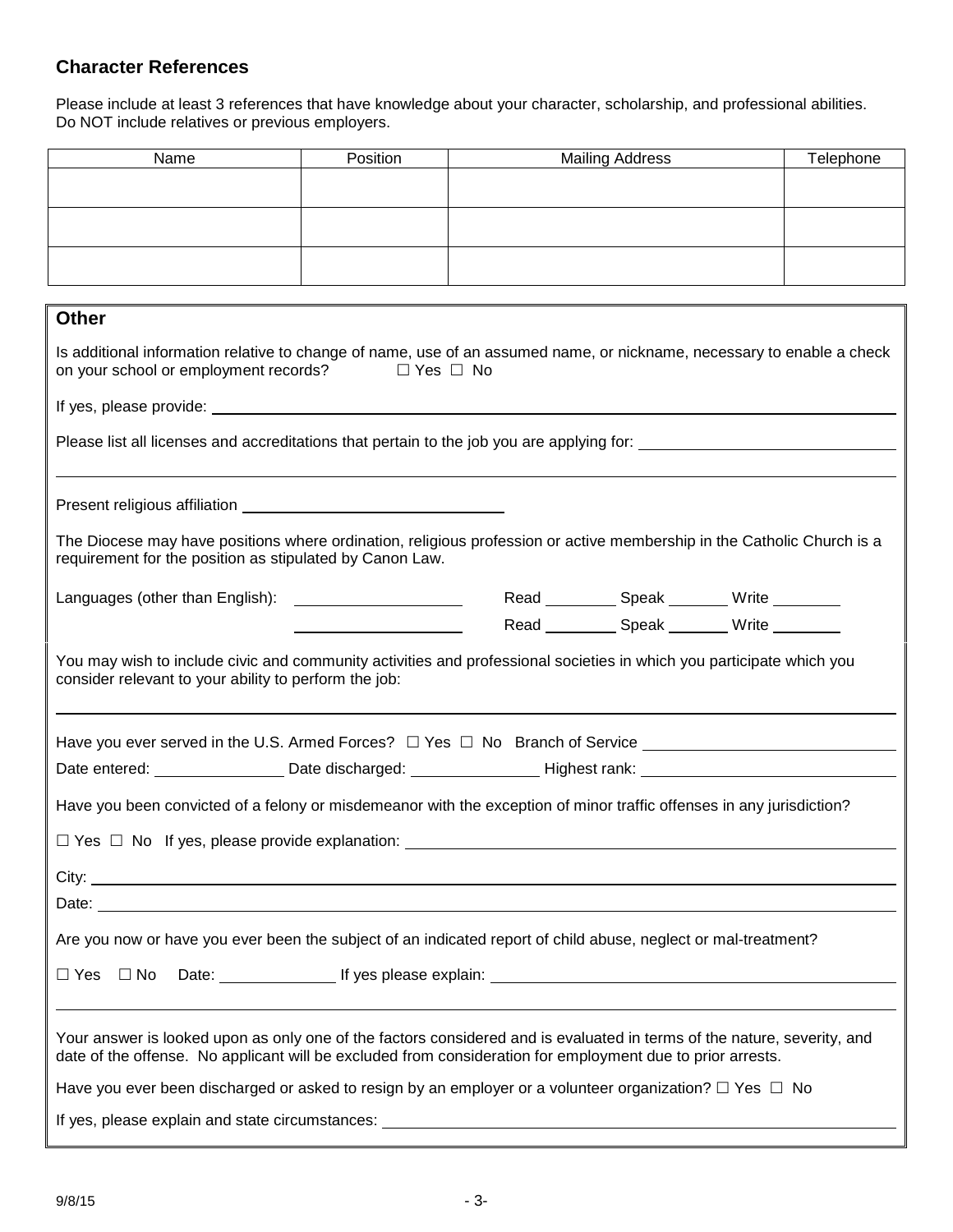## Character References

Please include at least 3 references that have knowledge about your character, scholarship, and professional abilities. Do NOT include relatives or previous employers.

| Name | Position | Mailing Address | Telephone |
| --- | --- | --- | --- |
| | | | |
| | | | |
| | | | |

## Other

Is additional information relative to change of name, use of an assumed name, or nickname, necessary to enable a check on your school or employment records? ☐ Yes ☐ No

If yes, please provide: ______________________________

Please list all licenses and accreditations that pertain to the job you are applying for: ______________________________

______________________________

Present religious affiliation ______________________________

The Diocese may have positions where ordination, religious profession or active membership in the Catholic Church is a requirement for the position as stipulated by Canon Law.

Languages (other than English): ____________________ Read ________ Speak _______ Write ________

____________________ Read ________ Speak _______ Write ________

You may wish to include civic and community activities and professional societies in which you participate which you consider relevant to your ability to perform the job:

______________________________

Have you ever served in the U.S. Armed Forces? ☐ Yes ☐ No Branch of Service ______________________________

Date entered: _______________ Date discharged: _______________ Highest rank: ______________________________

Have you been convicted of a felony or misdemeanor with the exception of minor traffic offenses in any jurisdiction?

☐ Yes ☐ No If yes, please provide explanation: ______________________________

City: ______________________________

Date: ______________________________

Are you now or have you ever been the subject of an indicated report of child abuse, neglect or mal-treatment?

☐ Yes ☐ No Date: ______________ If yes please explain: ______________________________

______________________________

Your answer is looked upon as only one of the factors considered and is evaluated in terms of the nature, severity, and date of the offense. No applicant will be excluded from consideration for employment due to prior arrests.

Have you ever been discharged or asked to resign by an employer or a volunteer organization? ☐ Yes ☐ No

If yes, please explain and state circumstances: ______________________________

9/8/15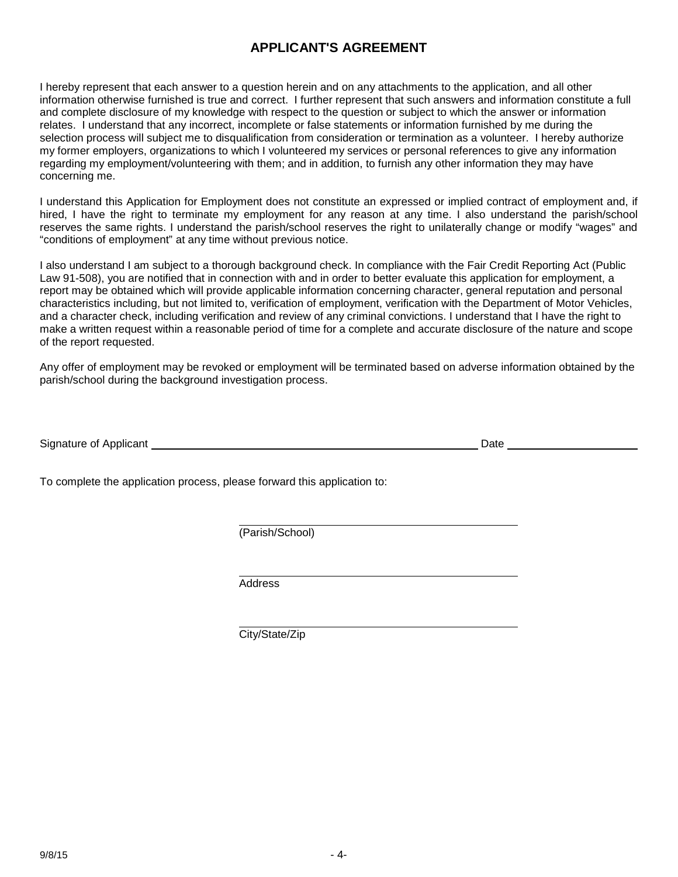## APPLICANT'S AGREEMENT

I hereby represent that each answer to a question herein and on any attachments to the application, and all other information otherwise furnished is true and correct. I further represent that such answers and information constitute a full and complete disclosure of my knowledge with respect to the question or subject to which the answer or information relates. I understand that any incorrect, incomplete or false statements or information furnished by me during the selection process will subject me to disqualification from consideration or termination as a volunteer. I hereby authorize my former employers, organizations to which I volunteered my services or personal references to give any information regarding my employment/volunteering with them; and in addition, to furnish any other information they may have concerning me.

I understand this Application for Employment does not constitute an expressed or implied contract of employment and, if hired, I have the right to terminate my employment for any reason at any time. I also understand the parish/school reserves the same rights. I understand the parish/school reserves the right to unilaterally change or modify "wages" and "conditions of employment" at any time without previous notice.

I also understand I am subject to a thorough background check. In compliance with the Fair Credit Reporting Act (Public Law 91-508), you are notified that in connection with and in order to better evaluate this application for employment, a report may be obtained which will provide applicable information concerning character, general reputation and personal characteristics including, but not limited to, verification of employment, verification with the Department of Motor Vehicles, and a character check, including verification and review of any criminal convictions. I understand that I have the right to make a written request within a reasonable period of time for a complete and accurate disclosure of the nature and scope of the report requested.

Any offer of employment may be revoked or employment will be terminated based on adverse information obtained by the parish/school during the background investigation process.

Signature of Applicant ______________________________________________ Date ____________________

To complete the application process, please forward this application to:

______________________________________
(Parish/School)

______________________________________
Address

______________________________________
City/State/Zip

9/8/15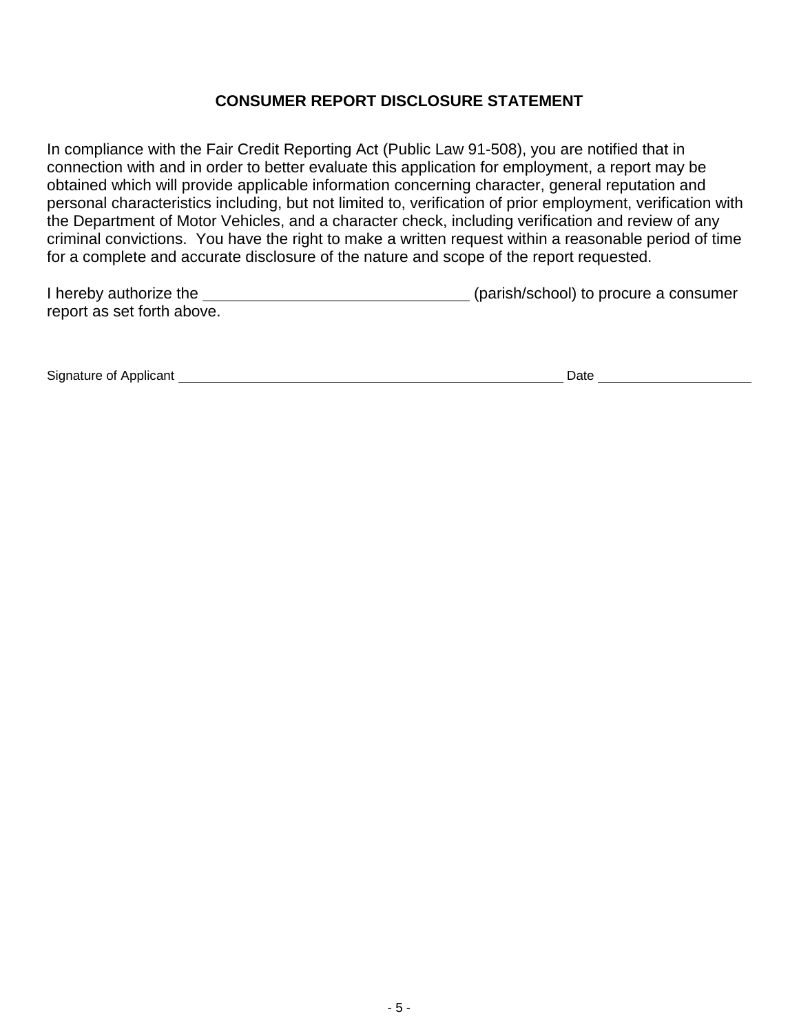## CONSUMER REPORT DISCLOSURE STATEMENT

In compliance with the Fair Credit Reporting Act (Public Law 91-508), you are notified that in connection with and in order to better evaluate this application for employment, a report may be obtained which will provide applicable information concerning character, general reputation and personal characteristics including, but not limited to, verification of prior employment, verification with the Department of Motor Vehicles, and a character check, including verification and review of any criminal convictions. You have the right to make a written request within a reasonable period of time for a complete and accurate disclosure of the nature and scope of the report requested.

I hereby authorize the ______________________________ (parish/school) to procure a consumer report as set forth above.

Signature of Applicant ____________________________________________ Date ____________________